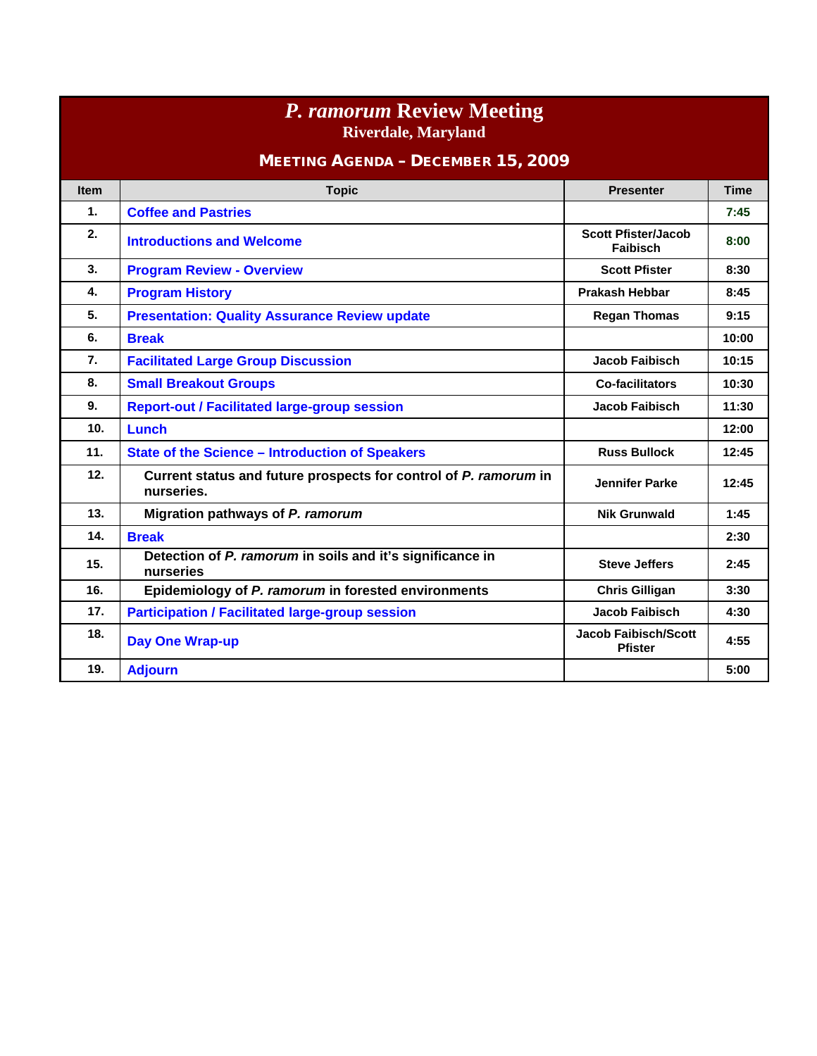# *P. ramorum* Review Meeting

## Riverdale, Maryland

## Meeting Agenda – December 15, 2009

| Item | Topic | Presenter | Time |
|---|---|---|---|
| 1. | **Coffee and Pastries** | | 7:45 |
| 2. | **Introductions and Welcome** | Scott Pfister/Jacob Faibisch | 8:00 |
| 3. | **Program Review - Overview** | Scott Pfister | 8:30 |
| 4. | **Program History** | Prakash Hebbar | 8:45 |
| 5. | **Presentation: Quality Assurance Review update** | Regan Thomas | 9:15 |
| 6. | **Break** | | 10:00 |
| 7. | **Facilitated Large Group Discussion** | Jacob Faibisch | 10:15 |
| 8. | **Small Breakout Groups** | Co-facilitators | 10:30 |
| 9. | **Report-out / Facilitated large-group session** | Jacob Faibisch | 11:30 |
| 10. | **Lunch** | | 12:00 |
| 11. | **State of the Science – Introduction of Speakers** | Russ Bullock | 12:45 |
| 12. | Current status and future prospects for control of *P. ramorum* in nurseries. | Jennifer Parke | 12:45 |
| 13. | Migration pathways of *P. ramorum* | Nik Grunwald | 1:45 |
| 14. | **Break** | | 2:30 |
| 15. | Detection of *P. ramorum* in soils and it's significance in nurseries | Steve Jeffers | 2:45 |
| 16. | Epidemiology of *P. ramorum* in forested environments | Chris Gilligan | 3:30 |
| 17. | **Participation / Facilitated large-group session** | Jacob Faibisch | 4:30 |
| 18. | **Day One Wrap-up** | Jacob Faibisch/Scott Pfister | 4:55 |
| 19. | **Adjourn** | | 5:00 |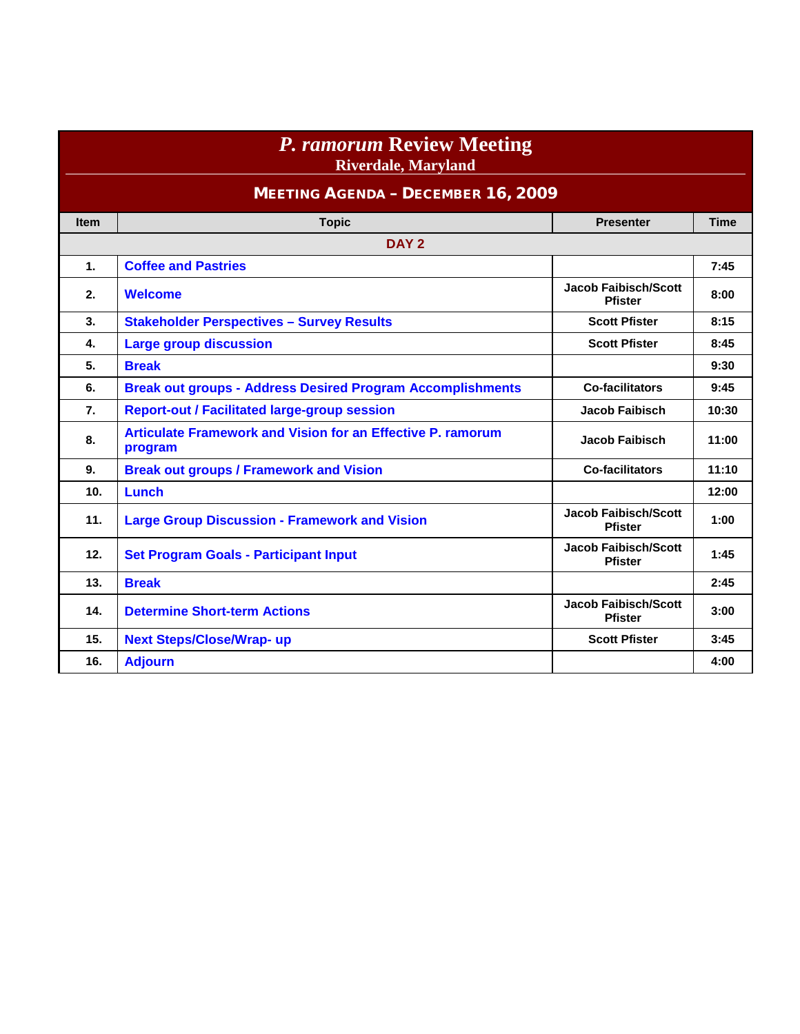# *P. ramorum* Review Meeting

## Riverdale, Maryland

## Meeting Agenda – December 16, 2009

| Item | Topic | Presenter | Time |
|---|---|---|---|
| | **DAY 2** | | |
| 1. | Coffee and Pastries | | 7:45 |
| 2. | Welcome | Jacob Faibisch/Scott Pfister | 8:00 |
| 3. | Stakeholder Perspectives – Survey Results | Scott Pfister | 8:15 |
| 4. | Large group discussion | Scott Pfister | 8:45 |
| 5. | Break | | 9:30 |
| 6. | Break out groups - Address Desired Program Accomplishments | Co-facilitators | 9:45 |
| 7. | Report-out / Facilitated large-group session | Jacob Faibisch | 10:30 |
| 8. | Articulate Framework and Vision for an Effective P. ramorum program | Jacob Faibisch | 11:00 |
| 9. | Break out groups / Framework and Vision | Co-facilitators | 11:10 |
| 10. | Lunch | | 12:00 |
| 11. | Large Group Discussion - Framework and Vision | Jacob Faibisch/Scott Pfister | 1:00 |
| 12. | Set Program Goals - Participant Input | Jacob Faibisch/Scott Pfister | 1:45 |
| 13. | Break | | 2:45 |
| 14. | Determine Short-term Actions | Jacob Faibisch/Scott Pfister | 3:00 |
| 15. | Next Steps/Close/Wrap- up | Scott Pfister | 3:45 |
| 16. | Adjourn | | 4:00 |